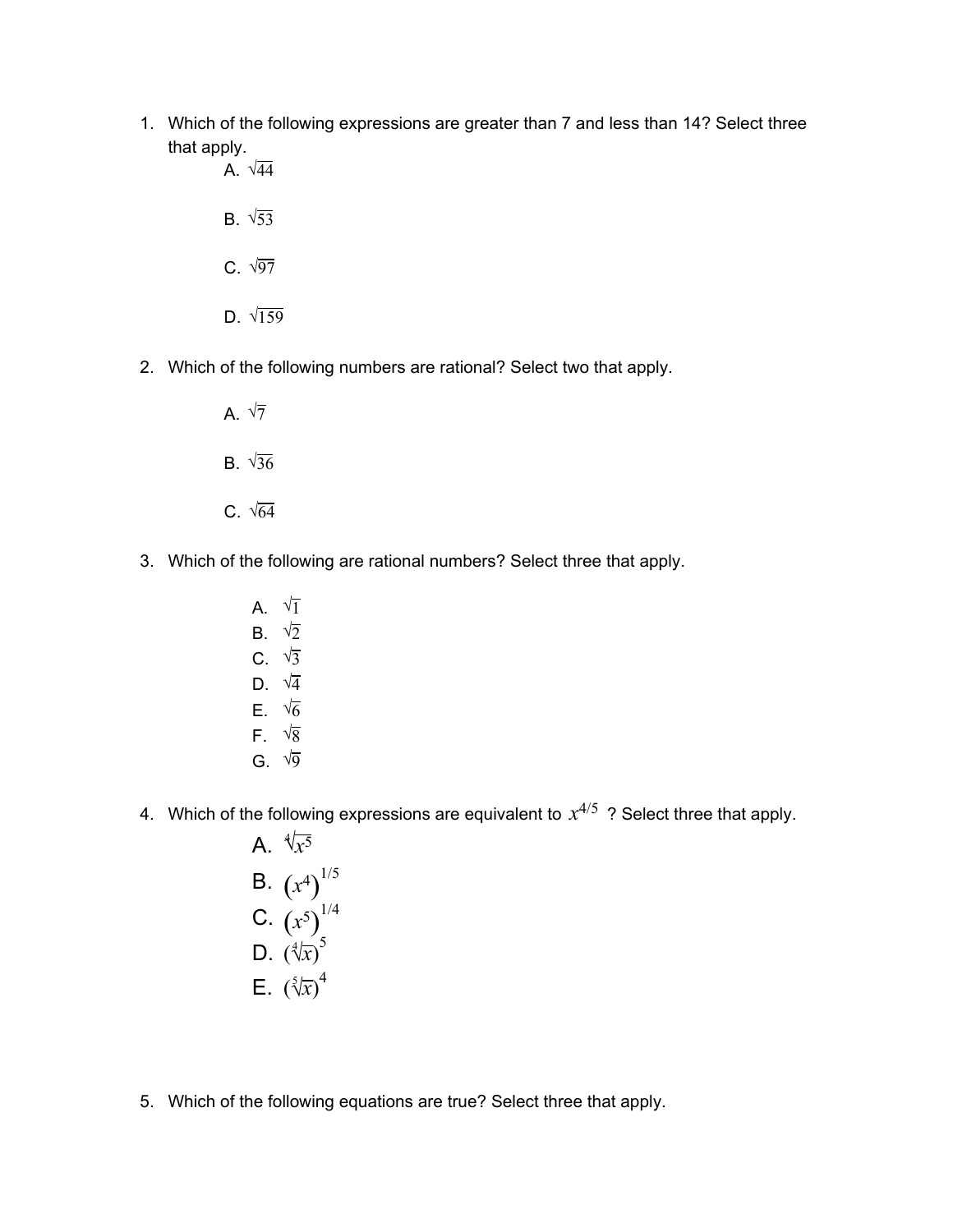1. Which of the following expressions are greater than 7 and less than 14? Select three that apply.
   - A. $\sqrt{44}$
   - B. $\sqrt{53}$
   - C. $\sqrt{97}$
   - D. $\sqrt{159}$

2. Which of the following numbers are rational? Select two that apply.
   - A. $\sqrt{7}$
   - B. $\sqrt{36}$
   - C. $\sqrt{64}$

3. Which of the following are rational numbers? Select three that apply.
   - A. $\sqrt{1}$
   - B. $\sqrt{2}$
   - C. $\sqrt{3}$
   - D. $\sqrt{4}$
   - E. $\sqrt{6}$
   - F. $\sqrt{8}$
   - G. $\sqrt{9}$

4. Which of the following expressions are equivalent to $x^{4/5}$ ? Select three that apply.
   - A. $\sqrt[4]{x^5}$
   - B. $(x^4)^{1/5}$
   - C. $(x^5)^{1/4}$
   - D. $(\sqrt[4]{x})^5$
   - E. $(\sqrt[5]{x})^4$

5. Which of the following equations are true? Select three that apply.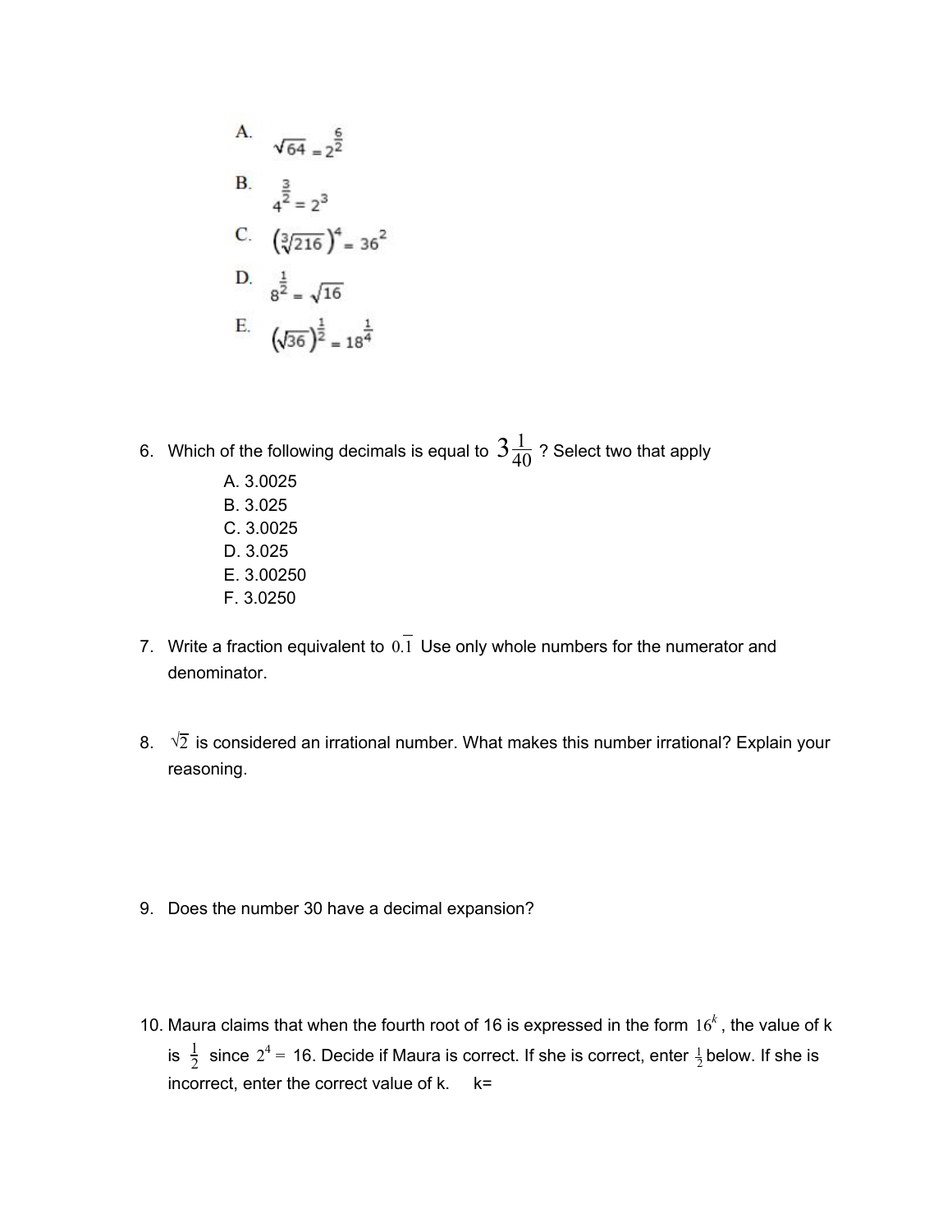A. $\sqrt{64} = 2^{\frac{6}{2}}$

B. $4^{\frac{3}{2}} = 2^3$

C. $\left(\sqrt[3]{216}\right)^4 = 36^2$

D. $8^{\frac{1}{2}} = \sqrt{16}$

E. $\left(\sqrt{36}\right)^{\frac{1}{2}} = 18^{\frac{1}{4}}$

6. Which of the following decimals is equal to $3\frac{1}{40}$ ? Select two that apply
   - A. 3.0025
   - B. 3.025
   - C. 3.0025
   - D. 3.025
   - E. 3.00250
   - F. 3.0250

7. Write a fraction equivalent to $0.\overline{1}$ Use only whole numbers for the numerator and denominator.

8. $\sqrt{2}$ is considered an irrational number. What makes this number irrational? Explain your reasoning.

9. Does the number 30 have a decimal expansion?

10. Maura claims that when the fourth root of 16 is expressed in the form $16^k$, the value of k is $\frac{1}{2}$ since $2^4 = 16$. Decide if Maura is correct. If she is correct, enter $\frac{1}{2}$ below. If she is incorrect, enter the correct value of k. k=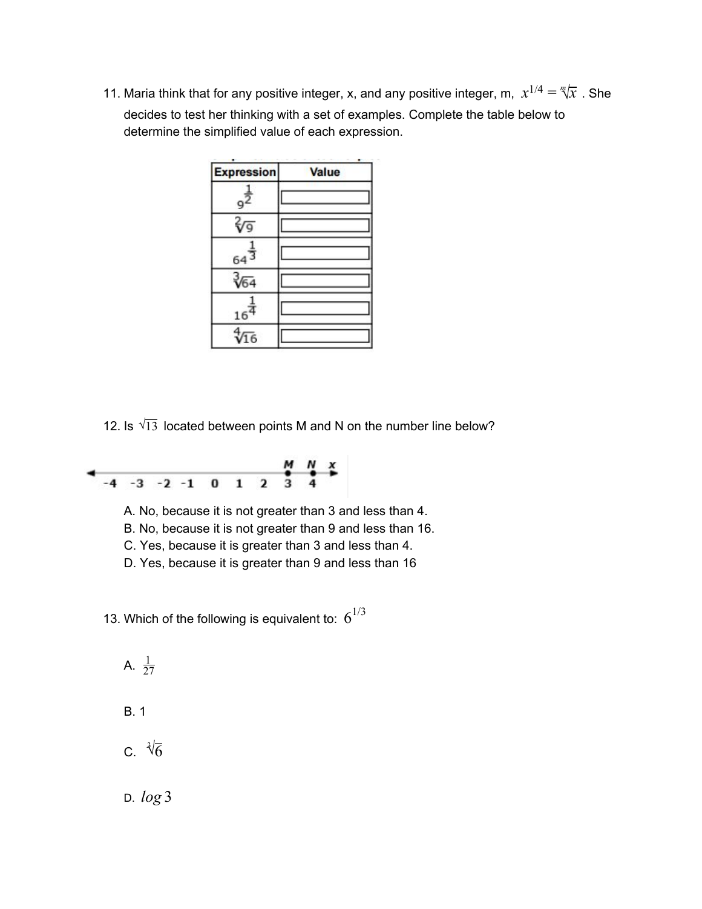11. Maria think that for any positive integer, x, and any positive integer, m, $x^{1/4} = \sqrt[m]{x}$ . She decides to test her thinking with a set of examples. Complete the table below to determine the simplified value of each expression.

| Expression | Value |
|---|---|
| $9^{\frac{1}{2}}$ | |
| $\sqrt[2]{9}$ | |
| $64^{\frac{1}{3}}$ | |
| $\sqrt[3]{64}$ | |
| $16^{\frac{1}{4}}$ | |
| $\sqrt[4]{16}$ | |

12. Is $\sqrt{13}$ located between points M and N on the number line below?

M N x

-4 -3 -2 -1 0 1 2 3 4

A. No, because it is not greater than 3 and less than 4.
B. No, because it is not greater than 9 and less than 16.
C. Yes, because it is greater than 3 and less than 4.
D. Yes, because it is greater than 9 and less than 16

13. Which of the following is equivalent to: $6^{1/3}$

A. $\frac{1}{27}$

B. 1

C. $\sqrt[3]{6}$

D. $log\,3$